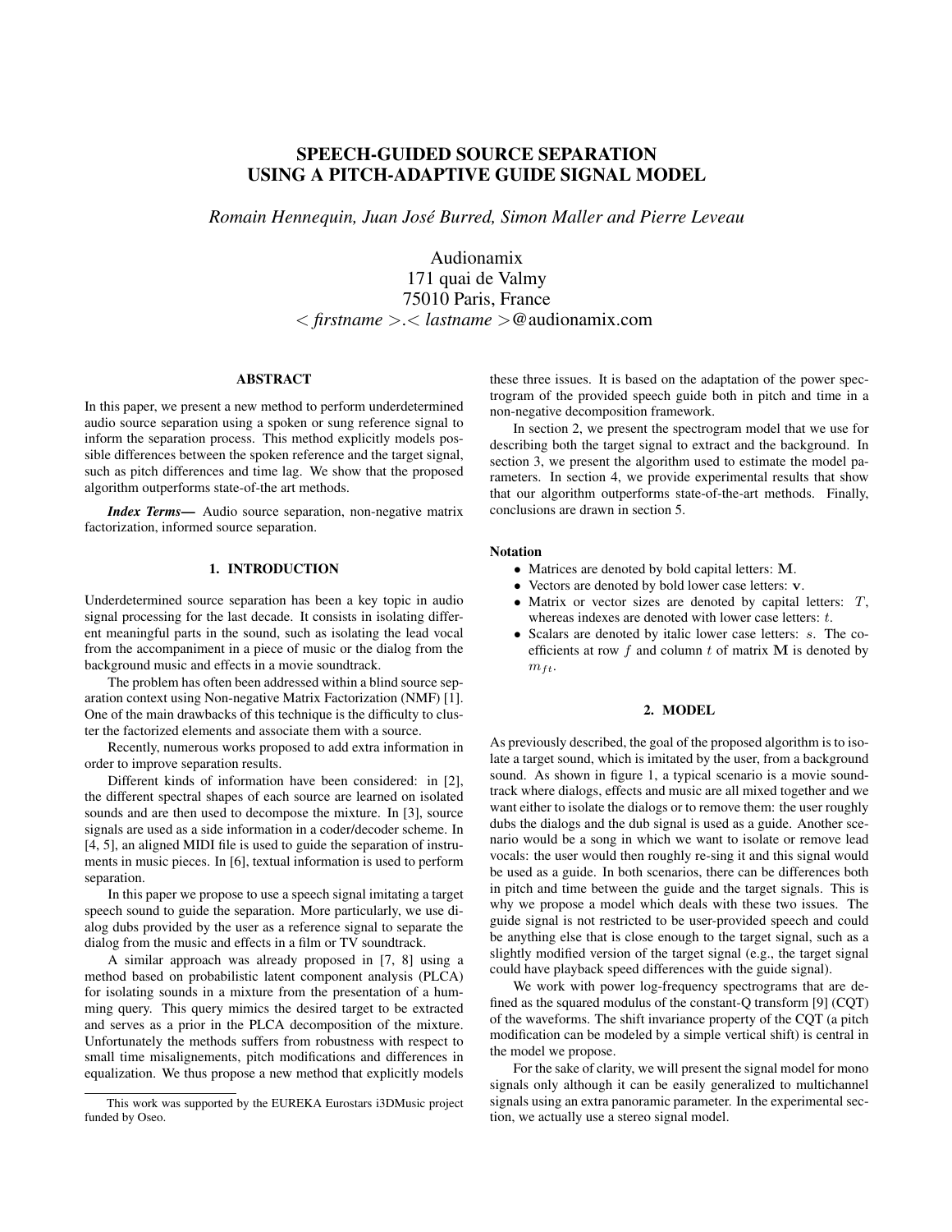# SPEECH-GUIDED SOURCE SEPARATION USING A PITCH-ADAPTIVE GUIDE SIGNAL MODEL

*Romain Hennequin, Juan José Burred, Simon Maller and Pierre Leveau*

Audionamix
171 quai de Valmy
75010 Paris, France
< *firstname* >.< *lastname* >@audionamix.com

### ABSTRACT

In this paper, we present a new method to perform underdetermined audio source separation using a spoken or sung reference signal to inform the separation process. This method explicitly models possible differences between the spoken reference and the target signal, such as pitch differences and time lag. We show that the proposed algorithm outperforms state-of-the art methods.

***Index Terms*—** Audio source separation, non-negative matrix factorization, informed source separation.

## 1. INTRODUCTION

Underdetermined source separation has been a key topic in audio signal processing for the last decade. It consists in isolating different meaningful parts in the sound, such as isolating the lead vocal from the accompaniment in a piece of music or the dialog from the background music and effects in a movie soundtrack.

The problem has often been addressed within a blind source separation context using Non-negative Matrix Factorization (NMF) [1]. One of the main drawbacks of this technique is the difficulty to cluster the factorized elements and associate them with a source.

Recently, numerous works proposed to add extra information in order to improve separation results.

Different kinds of information have been considered: in [2], the different spectral shapes of each source are learned on isolated sounds and are then used to decompose the mixture. In [3], source signals are used as a side information in a coder/decoder scheme. In [4, 5], an aligned MIDI file is used to guide the separation of instruments in music pieces. In [6], textual information is used to perform separation.

In this paper we propose to use a speech signal imitating a target speech sound to guide the separation. More particularly, we use dialog dubs provided by the user as a reference signal to separate the dialog from the music and effects in a film or TV soundtrack.

A similar approach was already proposed in [7, 8] using a method based on probabilistic latent component analysis (PLCA) for isolating sounds in a mixture from the presentation of a humming query. This query mimics the desired target to be extracted and serves as a prior in the PLCA decomposition of the mixture. Unfortunately the methods suffers from robustness with respect to small time misalignements, pitch modifications and differences in equalization. We thus propose a new method that explicitly models these three issues. It is based on the adaptation of the power spectrogram of the provided speech guide both in pitch and time in a non-negative decomposition framework.

In section 2, we present the spectrogram model that we use for describing both the target signal to extract and the background. In section 3, we present the algorithm used to estimate the model parameters. In section 4, we provide experimental results that show that our algorithm outperforms state-of-the-art methods. Finally, conclusions are drawn in section 5.

**Notation**

- Matrices are denoted by bold capital letters: $\mathbf{M}$.
- Vectors are denoted by bold lower case letters: $\mathbf{v}$.
- Matrix or vector sizes are denoted by capital letters: $T$, whereas indexes are denoted with lower case letters: $t$.
- Scalars are denoted by italic lower case letters: $s$. The coefficients at row $f$ and column $t$ of matrix $\mathbf{M}$ is denoted by $m_{ft}$.

## 2. MODEL

As previously described, the goal of the proposed algorithm is to isolate a target sound, which is imitated by the user, from a background sound. As shown in figure 1, a typical scenario is a movie soundtrack where dialogs, effects and music are all mixed together and we want either to isolate the dialogs or to remove them: the user roughly dubs the dialogs and the dub signal is used as a guide. Another scenario would be a song in which we want to isolate or remove lead vocals: the user would then roughly re-sing it and this signal would be used as a guide. In both scenarios, there can be differences both in pitch and time between the guide and the target signals. This is why we propose a model which deals with these two issues. The guide signal is not restricted to be user-provided speech and could be anything else that is close enough to the target signal, such as a slightly modified version of the target signal (e.g., the target signal could have playback speed differences with the guide signal).

We work with power log-frequency spectrograms that are defined as the squared modulus of the constant-Q transform [9] (CQT) of the waveforms. The shift invariance property of the CQT (a pitch modification can be modeled by a simple vertical shift) is central in the model we propose.

For the sake of clarity, we will present the signal model for mono signals only although it can be easily generalized to multichannel signals using an extra panoramic parameter. In the experimental section, we actually use a stereo signal model.

---

This work was supported by the EUREKA Eurostars i3DMusic project funded by Oseo.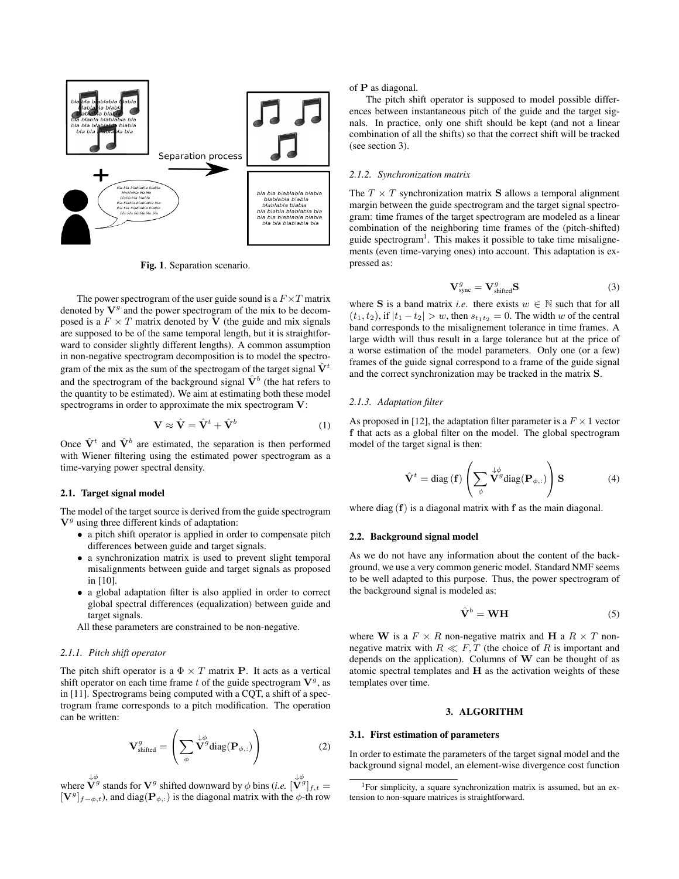Fig. 1. Separation scenario.

The power spectrogram of the user guide sound is a $F \times T$ matrix denoted by $\mathbf{V}^g$ and the power spectrogram of the mix to be decomposed is a $F \times T$ matrix denoted by $\mathbf{V}$ (the guide and mix signals are supposed to be of the same temporal length, but it is straightforward to consider slightly different lengths). A common assumption in non-negative spectrogram decomposition is to model the spectrogram of the mix as the sum of the spectrogam of the target signal $\hat{\mathbf{V}}^t$ and the spectrogram of the background signal $\hat{\mathbf{V}}^b$ (the hat refers to the quantity to be estimated). We aim at estimating both these model spectrograms in order to approximate the mix spectrogram $\mathbf{V}$:

$$\mathbf{V} \approx \hat{\mathbf{V}} = \hat{\mathbf{V}}^t + \hat{\mathbf{V}}^b \tag{1}$$

Once $\hat{\mathbf{V}}^t$ and $\hat{\mathbf{V}}^b$ are estimated, the separation is then performed with Wiener filtering using the estimated power spectrogram as a time-varying power spectral density.

### 2.1. Target signal model

The model of the target source is derived from the guide spectrogram $\mathbf{V}^g$ using three different kinds of adaptation:

- a pitch shift operator is applied in order to compensate pitch differences between guide and target signals.
- a synchronization matrix is used to prevent slight temporal misalignments between guide and target signals as proposed in [10].
- a global adaptation filter is also applied in order to correct global spectral differences (equalization) between guide and target signals.

All these parameters are constrained to be non-negative.

#### 2.1.1. Pitch shift operator

The pitch shift operator is a $\Phi \times T$ matrix $\mathbf{P}$. It acts as a vertical shift operator on each time frame $t$ of the guide spectrogram $\mathbf{V}^g$, as in [11]. Spectrograms being computed with a CQT, a shift of a spectrogram frame corresponds to a pitch modification. The operation can be written:

$$\mathbf{V}^g_{\text{shifted}} = \left( \sum_{\phi} \overset{\downarrow\phi}{\mathbf{V}}{}^g \text{diag}(\mathbf{P}_{\phi,:}) \right) \tag{2}$$

where $\overset{\downarrow\phi}{\mathbf{V}}{}^g$ stands for $\mathbf{V}^g$ shifted downward by $\phi$ bins (*i.e.* $[\overset{\downarrow\phi}{\mathbf{V}}{}^g]_{f,t} = [\mathbf{V}^g]_{f-\phi,t}$), and $\text{diag}(\mathbf{P}_{\phi,:})$ is the diagonal matrix with the $\phi$-th row of $\mathbf{P}$ as diagonal.

The pitch shift operator is supposed to model possible differences between instantaneous pitch of the guide and the target signals. In practice, only one shift should be kept (and not a linear combination of all the shifts) so that the correct shift will be tracked (see section 3).

#### 2.1.2. Synchronization matrix

The $T \times T$ synchronization matrix $\mathbf{S}$ allows a temporal alignment margin between the guide spectrogram and the target signal spectrogram: time frames of the target spectrogram are modeled as a linear combination of the neighboring time frames of the (pitch-shifted) guide spectrogram[1]. This makes it possible to take time misalignements (even time-varying ones) into account. This adaptation is expressed as:

$$\mathbf{V}^g_{\text{sync}} = \mathbf{V}^g_{\text{shifted}} \mathbf{S} \tag{3}$$

where $\mathbf{S}$ is a band matrix *i.e.* there exists $w \in \mathbb{N}$ such that for all $(t_1, t_2)$, if $|t_1 - t_2| > w$, then $s_{t_1 t_2} = 0$. The width $w$ of the central band corresponds to the misalignement tolerance in time frames. A large width will thus result in a large tolerance but at the price of a worse estimation of the model parameters. Only one (or a few) frames of the guide signal correspond to a frame of the guide signal and the correct synchronization may be tracked in the matrix $\mathbf{S}$.

#### 2.1.3. Adaptation filter

As proposed in [12], the adaptation filter parameter is a $F \times 1$ vector $\mathbf{f}$ that acts as a global filter on the model. The global spectrogram model of the target signal is then:

$$\hat{\mathbf{V}}^t = \text{diag}(\mathbf{f}) \left( \sum_{\phi} \overset{\downarrow\phi}{\mathbf{V}}{}^g \text{diag}(\mathbf{P}_{\phi,:}) \right) \mathbf{S} \tag{4}$$

where $\text{diag}(\mathbf{f})$ is a diagonal matrix with $\mathbf{f}$ as the main diagonal.

### 2.2. Background signal model

As we do not have any information about the content of the background, we use a very common generic model. Standard NMF seems to be well adapted to this purpose. Thus, the power spectrogram of the background signal is modeled as:

$$\hat{\mathbf{V}}^b = \mathbf{W}\mathbf{H} \tag{5}$$

where $\mathbf{W}$ is a $F \times R$ non-negative matrix and $\mathbf{H}$ a $R \times T$ non-negative matrix with $R \ll F, T$ (the choice of $R$ is important and depends on the application). Columns of $\mathbf{W}$ can be thought of as atomic spectral templates and $\mathbf{H}$ as the activation weights of these templates over time.

## 3. ALGORITHM

### 3.1. First estimation of parameters

In order to estimate the parameters of the target signal model and the background signal model, an element-wise divergence cost function

[1] For simplicity, a square synchronization matrix is assumed, but an extension to non-square matrices is straightforward.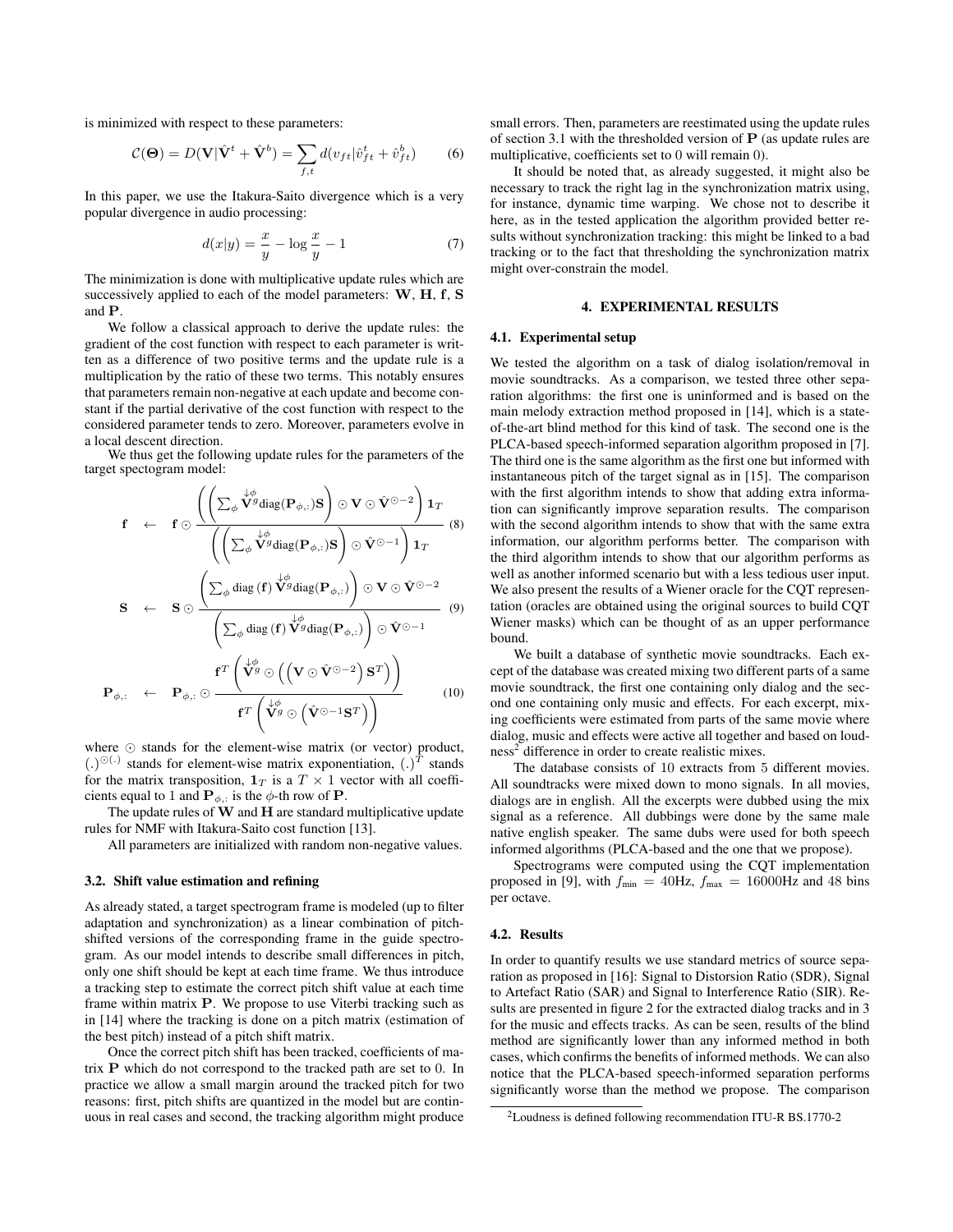is minimized with respect to these parameters:

$$\mathcal{C}(\mathbf{\Theta}) = D(\mathbf{V}|\hat{\mathbf{V}}^t + \hat{\mathbf{V}}^b) = \sum_{f,t} d(v_{ft}|\hat{v}^t_{ft} + \hat{v}^b_{ft}) \tag{6}$$

In this paper, we use the Itakura-Saito divergence which is a very popular divergence in audio processing:

$$d(x|y) = \frac{x}{y} - \log\frac{x}{y} - 1 \tag{7}$$

The minimization is done with multiplicative update rules which are successively applied to each of the model parameters: $\mathbf{W}$, $\mathbf{H}$, $\mathbf{f}$, $\mathbf{S}$ and $\mathbf{P}$.

We follow a classical approach to derive the update rules: the gradient of the cost function with respect to each parameter is written as a difference of two positive terms and the update rule is a multiplication by the ratio of these two terms. This notably ensures that parameters remain non-negative at each update and become constant if the partial derivative of the cost function with respect to the considered parameter tends to zero. Moreover, parameters evolve in a local descent direction.

We thus get the following update rules for the parameters of the target spectogram model:

$$\mathbf{f} \leftarrow \mathbf{f} \odot \frac{\left(\left(\sum_\phi \overset{\downarrow\phi}{\mathbf{V}^g}\text{diag}(\mathbf{P}_{\phi,:})\mathbf{S}\right) \odot \mathbf{V} \odot \hat{\mathbf{V}}^{\odot-2}\right)\mathbf{1}_T}{\left(\left(\sum_\phi \overset{\downarrow\phi}{\mathbf{V}^g}\text{diag}(\mathbf{P}_{\phi,:})\mathbf{S}\right) \odot \hat{\mathbf{V}}^{\odot-1}\right)\mathbf{1}_T} \tag{8}$$

$$\mathbf{S} \leftarrow \mathbf{S} \odot \frac{\left(\sum_\phi \text{diag}\left(\mathbf{f}\right) \overset{\downarrow\phi}{\mathbf{V}^g}\text{diag}(\mathbf{P}_{\phi,:})\right) \odot \mathbf{V} \odot \hat{\mathbf{V}}^{\odot-2}}{\left(\sum_\phi \text{diag}\left(\mathbf{f}\right) \overset{\downarrow\phi}{\mathbf{V}^g}\text{diag}(\mathbf{P}_{\phi,:})\right) \odot \hat{\mathbf{V}}^{\odot-1}} \tag{9}$$

$$\mathbf{P}_{\phi,:} \leftarrow \mathbf{P}_{\phi,:} \odot \frac{\mathbf{f}^T\left(\overset{\downarrow\phi}{\mathbf{V}^g} \odot \left(\left(\mathbf{V} \odot \hat{\mathbf{V}}^{\odot-2}\right)\mathbf{S}^T\right)\right)}{\mathbf{f}^T\left(\overset{\downarrow\phi}{\mathbf{V}^g} \odot \left(\hat{\mathbf{V}}^{\odot-1}\mathbf{S}^T\right)\right)} \tag{10}$$

where $\odot$ stands for the element-wise matrix (or vector) product, $(.)^{\odot(.)}$ stands for element-wise matrix exponentiation, $(.)^T$ stands for the matrix transposition, $\mathbf{1}_T$ is a $T \times 1$ vector with all coefficients equal to 1 and $\mathbf{P}_{\phi,:}$ is the $\phi$-th row of $\mathbf{P}$.

The update rules of $\mathbf{W}$ and $\mathbf{H}$ are standard multiplicative update rules for NMF with Itakura-Saito cost function [13].

All parameters are initialized with random non-negative values.

### 3.2. Shift value estimation and refining

As already stated, a target spectrogram frame is modeled (up to filter adaptation and synchronization) as a linear combination of pitch-shifted versions of the corresponding frame in the guide spectrogram. As our model intends to describe small differences in pitch, only one shift should be kept at each time frame. We thus introduce a tracking step to estimate the correct pitch shift value at each time frame within matrix $\mathbf{P}$. We propose to use Viterbi tracking such as in [14] where the tracking is done on a pitch matrix (estimation of the best pitch) instead of a pitch shift matrix.

Once the correct pitch shift has been tracked, coefficients of matrix $\mathbf{P}$ which do not correspond to the tracked path are set to 0. In practice we allow a small margin around the tracked pitch for two reasons: first, pitch shifts are quantized in the model but are continuous in real cases and second, the tracking algorithm might produce small errors. Then, parameters are reestimated using the update rules of section 3.1 with the thresholded version of $\mathbf{P}$ (as update rules are multiplicative, coefficients set to 0 will remain 0).

It should be noted that, as already suggested, it might also be necessary to track the right lag in the synchronization matrix using, for instance, dynamic time warping. We chose not to describe it here, as in the tested application the algorithm provided better results without synchronization tracking: this might be linked to a bad tracking or to the fact that thresholding the synchronization matrix might over-constrain the model.

## 4. EXPERIMENTAL RESULTS

### 4.1. Experimental setup

We tested the algorithm on a task of dialog isolation/removal in movie soundtracks. As a comparison, we tested three other separation algorithms: the first one is uninformed and is based on the main melody extraction method proposed in [14], which is a state-of-the-art blind method for this kind of task. The second one is the PLCA-based speech-informed separation algorithm proposed in [7]. The third one is the same algorithm as the first one but informed with instantaneous pitch of the target signal as in [15]. The comparison with the first algorithm intends to show that adding extra information can significantly improve separation results. The comparison with the second algorithm intends to show that with the same extra information, our algorithm performs better. The comparison with the third algorithm intends to show that our algorithm performs as well as another informed scenario but with a less tedious user input. We also present the results of a Wiener oracle for the CQT representation (oracles are obtained using the original sources to build CQT Wiener masks) which can be thought of as an upper performance bound.

We built a database of synthetic movie soundtracks. Each excerpt of the database was created mixing two different parts of a same movie soundtrack, the first one containing only dialog and the second one containing only music and effects. For each excerpt, mixing coefficients were estimated from parts of the same movie where dialog, music and effects were active all together and based on loudness[2] difference in order to create realistic mixes.

The database consists of 10 extracts from 5 different movies. All soundtracks were mixed down to mono signals. In all movies, dialogs are in english. All the excerpts were dubbed using the mix signal as a reference. All dubbings were done by the same male native english speaker. The same dubs were used for both speech informed algorithms (PLCA-based and the one that we propose).

Spectrograms were computed using the CQT implementation proposed in [9], with $f_{\text{min}} = 40$Hz, $f_{\text{max}} = 16000$Hz and 48 bins per octave.

### 4.2. Results

In order to quantify results we use standard metrics of source separation as proposed in [16]: Signal to Distorsion Ratio (SDR), Signal to Artefact Ratio (SAR) and Signal to Interference Ratio (SIR). Results are presented in figure 2 for the extracted dialog tracks and in 3 for the music and effects tracks. As can be seen, results of the blind method are significantly lower than any informed method in both cases, which confirms the benefits of informed methods. We can also notice that the PLCA-based speech-informed separation performs significantly worse than the method we propose. The comparison

[2] Loudness is defined following recommendation ITU-R BS.1770-2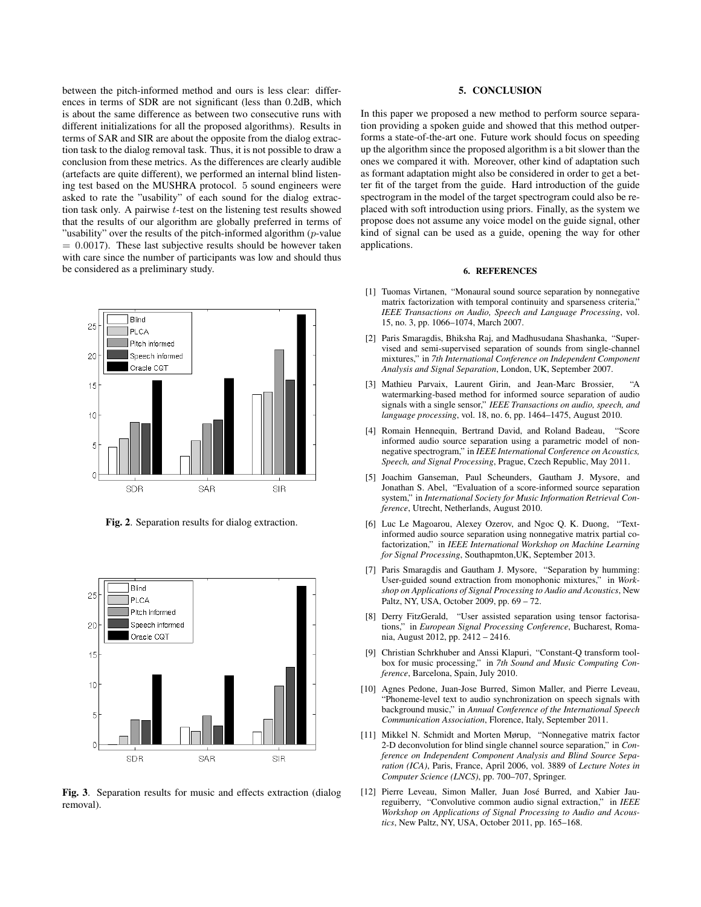between the pitch-informed method and ours is less clear: differences in terms of SDR are not significant (less than 0.2dB, which is about the same difference as between two consecutive runs with different initializations for all the proposed algorithms). Results in terms of SAR and SIR are about the opposite from the dialog extraction task to the dialog removal task. Thus, it is not possible to draw a conclusion from these metrics. As the differences are clearly audible (artefacts are quite different), we performed an internal blind listening test based on the MUSHRA protocol. 5 sound engineers were asked to rate the "usability" of each sound for the dialog extraction task only. A pairwise $t$-test on the listening test results showed that the results of our algorithm are globally preferred in terms of "usability" over the results of the pitch-informed algorithm ($p$-value $= 0.0017$). These last subjective results should be however taken with care since the number of participants was low and should thus be considered as a preliminary study.

**Fig. 2**. Separation results for dialog extraction.

**Fig. 3**. Separation results for music and effects extraction (dialog removal).

## 5. CONCLUSION

In this paper we proposed a new method to perform source separation providing a spoken guide and showed that this method outperforms a state-of-the-art one. Future work should focus on speeding up the algorithm since the proposed algorithm is a bit slower than the ones we compared it with. Moreover, other kind of adaptation such as formant adaptation might also be considered in order to get a better fit of the target from the guide. Hard introduction of the guide spectrogram in the model of the target spectrogram could also be replaced with soft introduction using priors. Finally, as the system we propose does not assume any voice model on the guide signal, other kind of signal can be used as a guide, opening the way for other applications.

## 6. REFERENCES

[1] Tuomas Virtanen, "Monaural sound source separation by nonnegative matrix factorization with temporal continuity and sparseness criteria," *IEEE Transactions on Audio, Speech and Language Processing*, vol. 15, no. 3, pp. 1066–1074, March 2007.

[2] Paris Smaragdis, Bhiksha Raj, and Madhusudana Shashanka, "Supervised and semi-supervised separation of sounds from single-channel mixtures," in *7th International Conference on Independent Component Analysis and Signal Separation*, London, UK, September 2007.

[3] Mathieu Parvaix, Laurent Girin, and Jean-Marc Brossier, "A watermarking-based method for informed source separation of audio signals with a single sensor," *IEEE Transactions on audio, speech, and language processing*, vol. 18, no. 6, pp. 1464–1475, August 2010.

[4] Romain Hennequin, Bertrand David, and Roland Badeau, "Score informed audio source separation using a parametric model of nonnegative spectrogram," in *IEEE International Conference on Acoustics, Speech, and Signal Processing*, Prague, Czech Republic, May 2011.

[5] Joachim Ganseman, Paul Scheunders, Gautham J. Mysore, and Jonathan S. Abel, "Evaluation of a score-informed source separation system," in *International Society for Music Information Retrieval Conference*, Utrecht, Netherlands, August 2010.

[6] Luc Le Magoarou, Alexey Ozerov, and Ngoc Q. K. Duong, "Text-informed audio source separation using nonnegative matrix partial co-factorization," in *IEEE International Workshop on Machine Learning for Signal Processing*, Southapmton,UK, September 2013.

[7] Paris Smaragdis and Gautham J. Mysore, "Separation by humming: User-guided sound extraction from monophonic mixtures," in *Workshop on Applications of Signal Processing to Audio and Acoustics*, New Paltz, NY, USA, October 2009, pp. 69 – 72.

[8] Derry FitzGerald, "User assisted separation using tensor factorisations," in *European Signal Processing Conference*, Bucharest, Romania, August 2012, pp. 2412 – 2416.

[9] Christian Schrkhuber and Anssi Klapuri, "Constant-Q transform toolbox for music processing," in *7th Sound and Music Computing Conference*, Barcelona, Spain, July 2010.

[10] Agnes Pedone, Juan-Jose Burred, Simon Maller, and Pierre Leveau, "Phoneme-level text to audio synchronization on speech signals with background music," in *Annual Conference of the International Speech Communication Association*, Florence, Italy, September 2011.

[11] Mikkel N. Schmidt and Morten Mørup, "Nonnegative matrix factor 2-D deconvolution for blind single channel source separation," in *Conference on Independent Component Analysis and Blind Source Separation (ICA)*, Paris, France, April 2006, vol. 3889 of *Lecture Notes in Computer Science (LNCS)*, pp. 700–707, Springer.

[12] Pierre Leveau, Simon Maller, Juan José Burred, and Xabier Jaureguiberry, "Convolutive common audio signal extraction," in *IEEE Workshop on Applications of Signal Processing to Audio and Acoustics*, New Paltz, NY, USA, October 2011, pp. 165–168.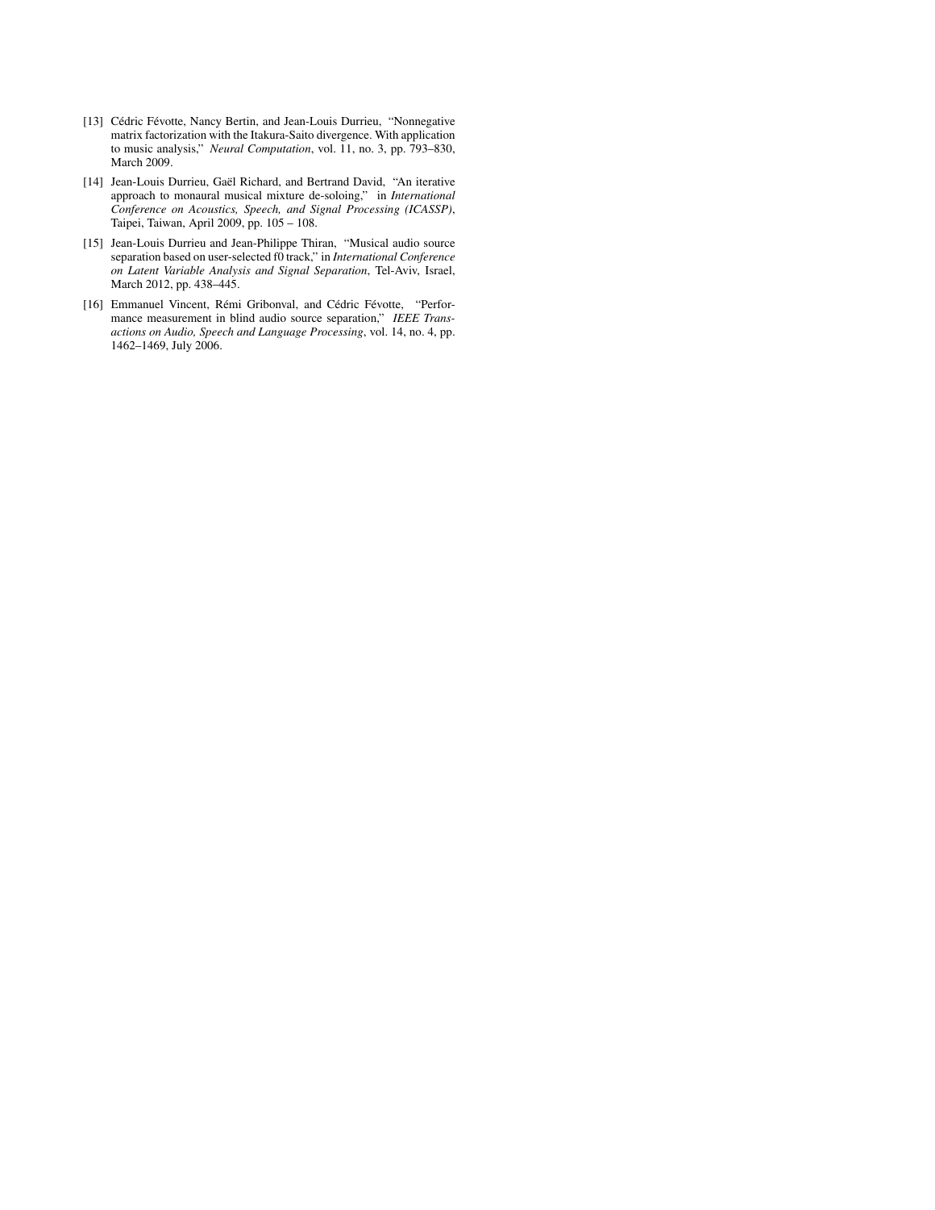[13] Cédric Févotte, Nancy Bertin, and Jean-Louis Durrieu, "Nonnegative matrix factorization with the Itakura-Saito divergence. With application to music analysis," *Neural Computation*, vol. 11, no. 3, pp. 793–830, March 2009.

[14] Jean-Louis Durrieu, Gaël Richard, and Bertrand David, "An iterative approach to monaural musical mixture de-soloing," in *International Conference on Acoustics, Speech, and Signal Processing (ICASSP)*, Taipei, Taiwan, April 2009, pp. 105 – 108.

[15] Jean-Louis Durrieu and Jean-Philippe Thiran, "Musical audio source separation based on user-selected f0 track," in *International Conference on Latent Variable Analysis and Signal Separation*, Tel-Aviv, Israel, March 2012, pp. 438–445.

[16] Emmanuel Vincent, Rémi Gribonval, and Cédric Févotte, "Performance measurement in blind audio source separation," *IEEE Transactions on Audio, Speech and Language Processing*, vol. 14, no. 4, pp. 1462–1469, July 2006.